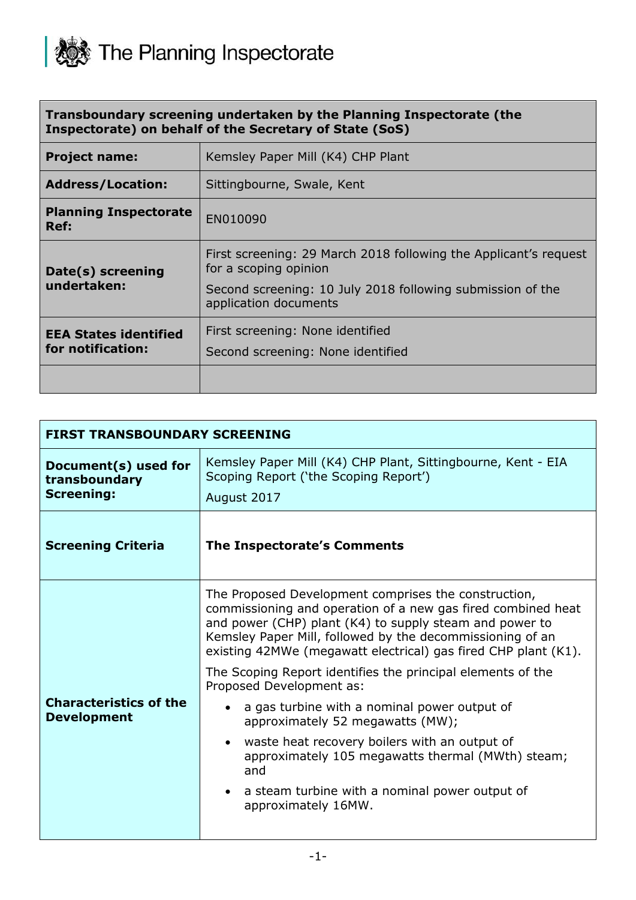The Planning Inspectorate

| Transboundary screening undertaken by the Planning Inspectorate (the Inspectorate) on behalf of the Secretary of State (SoS) | |
|---|---|
| **Project name:** | Kemsley Paper Mill (K4) CHP Plant |
| **Address/Location:** | Sittingbourne, Swale, Kent |
| **Planning Inspectorate Ref:** | EN010090 |
| **Date(s) screening undertaken:** | First screening: 29 March 2018 following the Applicant's request for a scoping opinion<br>Second screening: 10 July 2018 following submission of the application documents |
| **EEA States identified for notification:** | First screening: None identified<br>Second screening: None identified |
| | |

| FIRST TRANSBOUNDARY SCREENING | |
|---|---|
| **Document(s) used for transboundary Screening:** | Kemsley Paper Mill (K4) CHP Plant, Sittingbourne, Kent - EIA Scoping Report ('the Scoping Report')<br>August 2017 |
| **Screening Criteria** | **The Inspectorate's Comments** |
| **Characteristics of the Development** | The Proposed Development comprises the construction, commissioning and operation of a new gas fired combined heat and power (CHP) plant (K4) to supply steam and power to Kemsley Paper Mill, followed by the decommissioning of an existing 42MWe (megawatt electrical) gas fired CHP plant (K1).<br>The Scoping Report identifies the principal elements of the Proposed Development as:<br>• a gas turbine with a nominal power output of approximately 52 megawatts (MW);<br>• waste heat recovery boilers with an output of approximately 105 megawatts thermal (MWth) steam; and<br>• a steam turbine with a nominal power output of approximately 16MW. |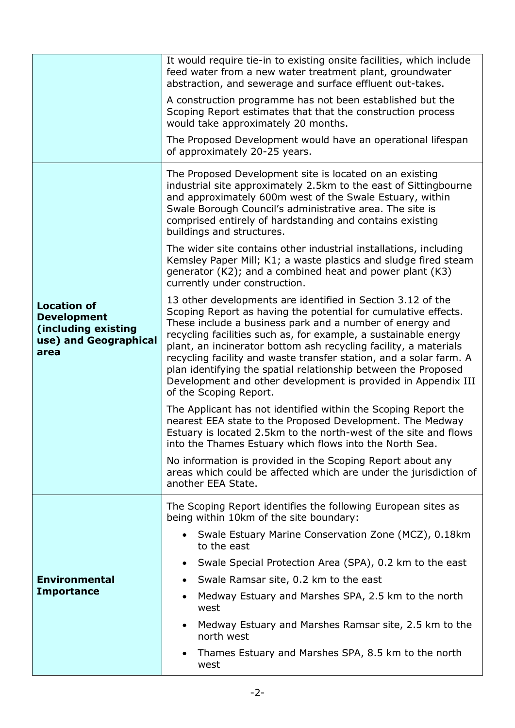| | |
|---|---|
| | It would require tie-in to existing onsite facilities, which include feed water from a new water treatment plant, groundwater abstraction, and sewerage and surface effluent out-takes.<br><br>A construction programme has not been established but the Scoping Report estimates that that the construction process would take approximately 20 months.<br><br>The Proposed Development would have an operational lifespan of approximately 20-25 years. |
| **Location of Development (including existing use) and Geographical area** | The Proposed Development site is located on an existing industrial site approximately 2.5km to the east of Sittingbourne and approximately 600m west of the Swale Estuary, within Swale Borough Council's administrative area. The site is comprised entirely of hardstanding and contains existing buildings and structures.<br><br>The wider site contains other industrial installations, including Kemsley Paper Mill; K1; a waste plastics and sludge fired steam generator (K2); and a combined heat and power plant (K3) currently under construction.<br><br>13 other developments are identified in Section 3.12 of the Scoping Report as having the potential for cumulative effects. These include a business park and a number of energy and recycling facilities such as, for example, a sustainable energy plant, an incinerator bottom ash recycling facility, a materials recycling facility and waste transfer station, and a solar farm. A plan identifying the spatial relationship between the Proposed Development and other development is provided in Appendix III of the Scoping Report.<br><br>The Applicant has not identified within the Scoping Report the nearest EEA state to the Proposed Development. The Medway Estuary is located 2.5km to the north-west of the site and flows into the Thames Estuary which flows into the North Sea.<br><br>No information is provided in the Scoping Report about any areas which could be affected which are under the jurisdiction of another EEA State. |
| **Environmental Importance** | The Scoping Report identifies the following European sites as being within 10km of the site boundary:<br><br>• Swale Estuary Marine Conservation Zone (MCZ), 0.18km to the east<br>• Swale Special Protection Area (SPA), 0.2 km to the east<br>• Swale Ramsar site, 0.2 km to the east<br>• Medway Estuary and Marshes SPA, 2.5 km to the north west<br>• Medway Estuary and Marshes Ramsar site, 2.5 km to the north west<br>• Thames Estuary and Marshes SPA, 8.5 km to the north west |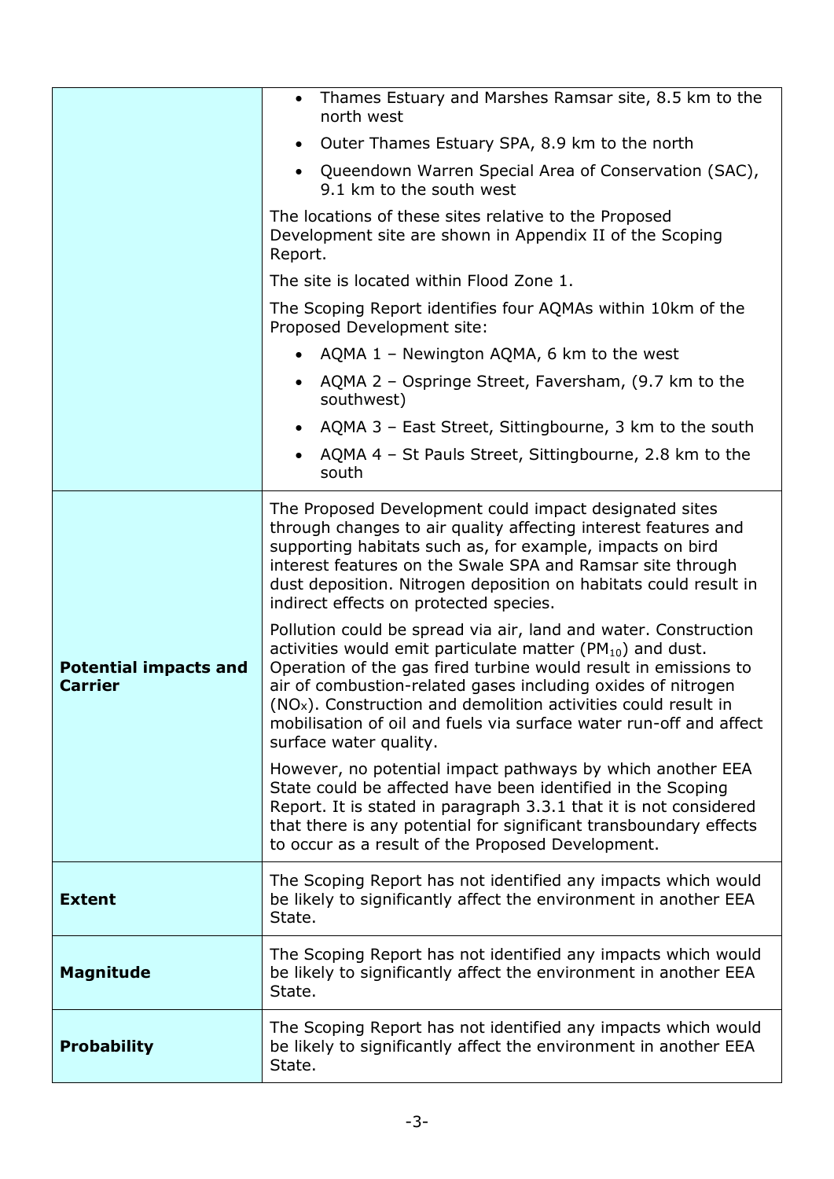| | |
|---|---|
| | • Thames Estuary and Marshes Ramsar site, 8.5 km to the north west<br>• Outer Thames Estuary SPA, 8.9 km to the north<br>• Queendown Warren Special Area of Conservation (SAC), 9.1 km to the south west<br><br>The locations of these sites relative to the Proposed Development site are shown in Appendix II of the Scoping Report.<br><br>The site is located within Flood Zone 1.<br><br>The Scoping Report identifies four AQMAs within 10km of the Proposed Development site:<br><br>• AQMA 1 – Newington AQMA, 6 km to the west<br>• AQMA 2 – Ospringe Street, Faversham, (9.7 km to the southwest)<br>• AQMA 3 – East Street, Sittingbourne, 3 km to the south<br>• AQMA 4 – St Pauls Street, Sittingbourne, 2.8 km to the south |
| **Potential impacts and Carrier** | The Proposed Development could impact designated sites through changes to air quality affecting interest features and supporting habitats such as, for example, impacts on bird interest features on the Swale SPA and Ramsar site through dust deposition. Nitrogen deposition on habitats could result in indirect effects on protected species.<br><br>Pollution could be spread via air, land and water. Construction activities would emit particulate matter ($PM_{10}$) and dust. Operation of the gas fired turbine would result in emissions to air of combustion-related gases including oxides of nitrogen ($NO_x$). Construction and demolition activities could result in mobilisation of oil and fuels via surface water run-off and affect surface water quality.<br><br>However, no potential impact pathways by which another EEA State could be affected have been identified in the Scoping Report. It is stated in paragraph 3.3.1 that it is not considered that there is any potential for significant transboundary effects to occur as a result of the Proposed Development. |
| **Extent** | The Scoping Report has not identified any impacts which would be likely to significantly affect the environment in another EEA State. |
| **Magnitude** | The Scoping Report has not identified any impacts which would be likely to significantly affect the environment in another EEA State. |
| **Probability** | The Scoping Report has not identified any impacts which would be likely to significantly affect the environment in another EEA State. |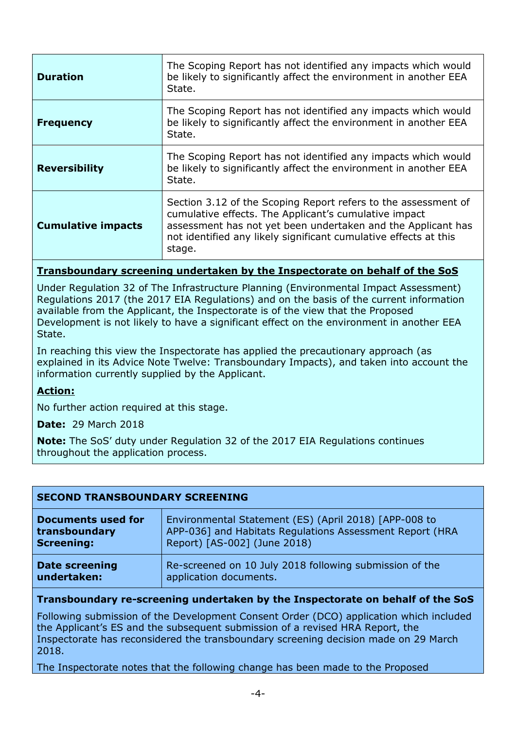| | |
|---|---|
| **Duration** | The Scoping Report has not identified any impacts which would be likely to significantly affect the environment in another EEA State. |
| **Frequency** | The Scoping Report has not identified any impacts which would be likely to significantly affect the environment in another EEA State. |
| **Reversibility** | The Scoping Report has not identified any impacts which would be likely to significantly affect the environment in another EEA State. |
| **Cumulative impacts** | Section 3.12 of the Scoping Report refers to the assessment of cumulative effects. The Applicant's cumulative impact assessment has not yet been undertaken and the Applicant has not identified any likely significant cumulative effects at this stage. |

**Transboundary screening undertaken by the Inspectorate on behalf of the SoS**

Under Regulation 32 of The Infrastructure Planning (Environmental Impact Assessment) Regulations 2017 (the 2017 EIA Regulations) and on the basis of the current information available from the Applicant, the Inspectorate is of the view that the Proposed Development is not likely to have a significant effect on the environment in another EEA State.

In reaching this view the Inspectorate has applied the precautionary approach (as explained in its Advice Note Twelve: Transboundary Impacts), and taken into account the information currently supplied by the Applicant.

**Action:**

No further action required at this stage.

**Date:** 29 March 2018

**Note:** The SoS' duty under Regulation 32 of the 2017 EIA Regulations continues throughout the application process.

| **SECOND TRANSBOUNDARY SCREENING** | |
|---|---|
| **Documents used for transboundary Screening:** | Environmental Statement (ES) (April 2018) [APP-008 to APP-036] and Habitats Regulations Assessment Report (HRA Report) [AS-002] (June 2018) |
| **Date screening undertaken:** | Re-screened on 10 July 2018 following submission of the application documents. |

**Transboundary re-screening undertaken by the Inspectorate on behalf of the SoS**

Following submission of the Development Consent Order (DCO) application which included the Applicant's ES and the subsequent submission of a revised HRA Report, the Inspectorate has reconsidered the transboundary screening decision made on 29 March 2018.

The Inspectorate notes that the following change has been made to the Proposed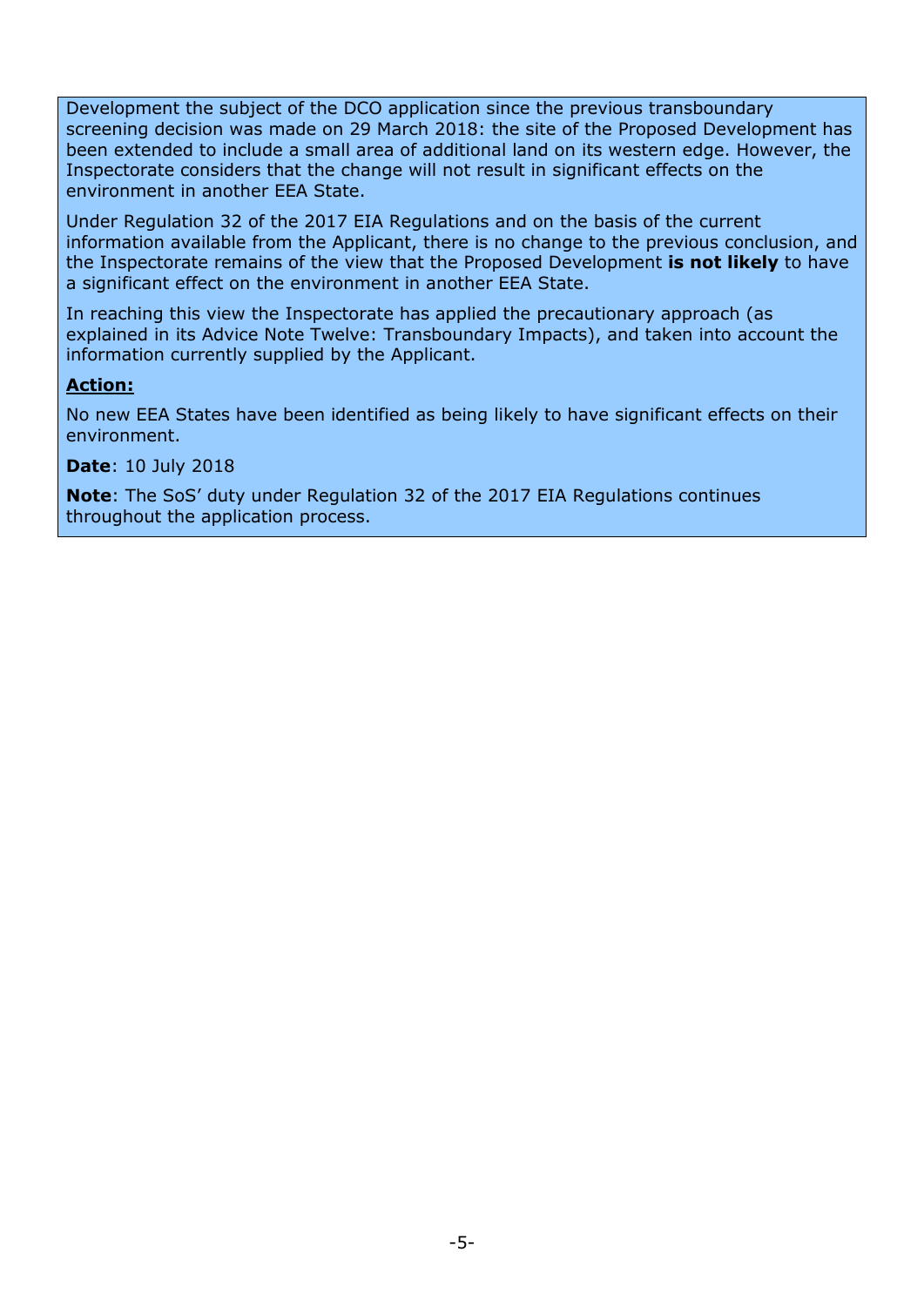Development the subject of the DCO application since the previous transboundary screening decision was made on 29 March 2018: the site of the Proposed Development has been extended to include a small area of additional land on its western edge. However, the Inspectorate considers that the change will not result in significant effects on the environment in another EEA State.

Under Regulation 32 of the 2017 EIA Regulations and on the basis of the current information available from the Applicant, there is no change to the previous conclusion, and the Inspectorate remains of the view that the Proposed Development **is not likely** to have a significant effect on the environment in another EEA State.

In reaching this view the Inspectorate has applied the precautionary approach (as explained in its Advice Note Twelve: Transboundary Impacts), and taken into account the information currently supplied by the Applicant.

**Action:**

No new EEA States have been identified as being likely to have significant effects on their environment.

**Date**: 10 July 2018

**Note**: The SoS' duty under Regulation 32 of the 2017 EIA Regulations continues throughout the application process.